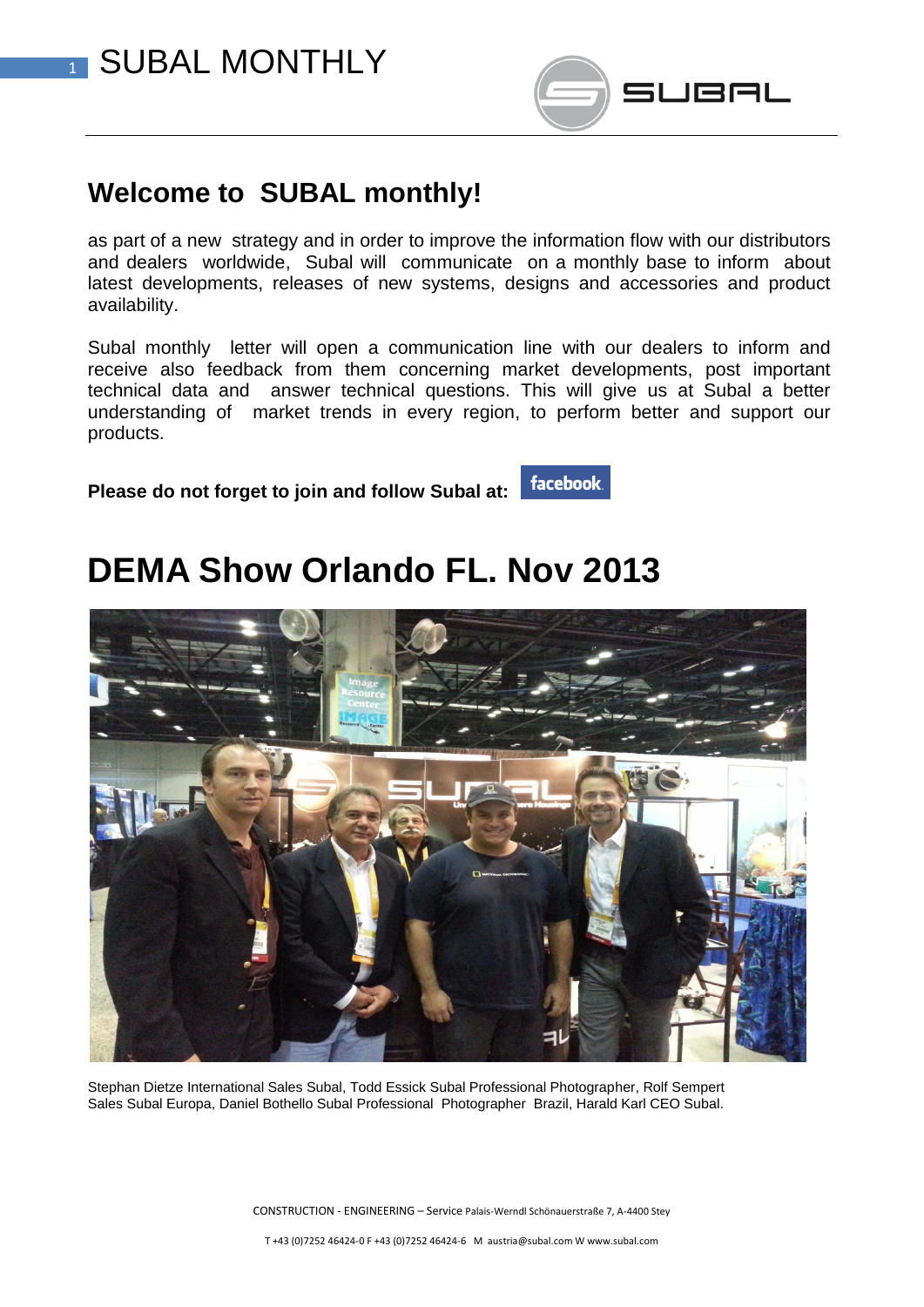# Welcome to SUBAL monthly!

as part of a new strategy and in order to improve the information flow with our distributors and dealers worldwide, Subal will communicate on a monthly base to inform about latest developments, releases of new systems, designs and accessories and product availability.

Subal monthly letter will open a communication line with our dealers to inform and receive also feedback from them concerning market developments, post important technical data and answer technical questions. This will give us at Subal a better understanding of market trends in every region, to perform better and support our products.

**Please do not forget to join and follow Subal at:** facebook

# DEMA Show Orlando FL. Nov 2013

Stephan Dietze International Sales Subal, Todd Essick Subal Professional Photographer, Rolf Sempert Sales Subal Europa, Daniel Bothello Subal Professional Photographer Brazil, Harald Karl CEO Subal.

CONSTRUCTION - ENGINEERING – Service Palais-Werndl Schönauerstraße 7, A-4400 Stey

T +43 (0)7252 46424-0 F +43 (0)7252 46424-6 M austria@subal.com W www.subal.com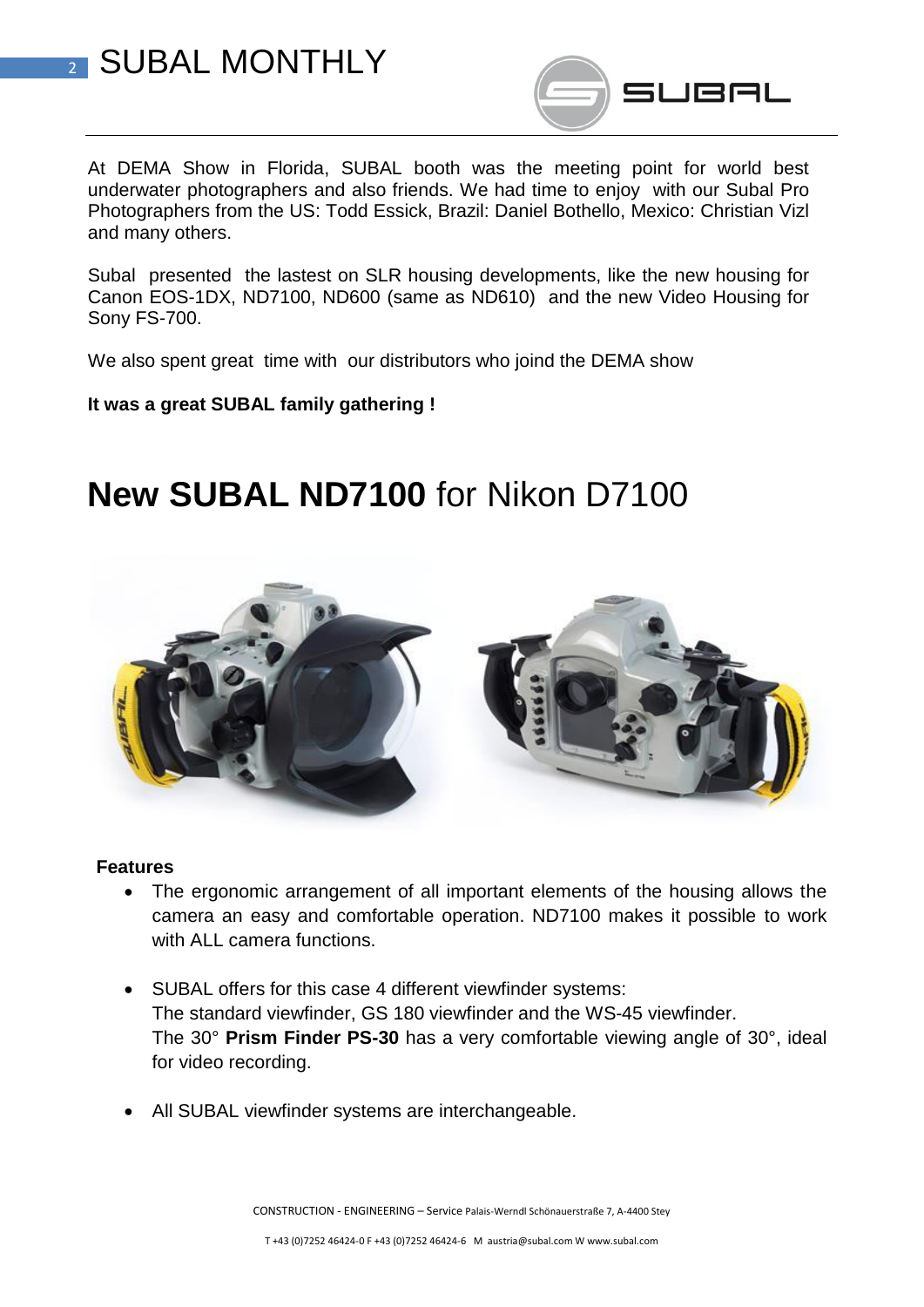At DEMA Show in Florida, SUBAL booth was the meeting point for world best underwater photographers and also friends. We had time to enjoy with our Subal Pro Photographers from the US: Todd Essick, Brazil: Daniel Bothello, Mexico: Christian Vizl and many others.

Subal presented the lastest on SLR housing developments, like the new housing for Canon EOS-1DX, ND7100, ND600 (same as ND610) and the new Video Housing for Sony FS-700.

We also spent great time with our distributors who joind the DEMA show

**It was a great SUBAL family gathering !**

# **New SUBAL ND7100** for Nikon D7100

**Features**

- The ergonomic arrangement of all important elements of the housing allows the camera an easy and comfortable operation. ND7100 makes it possible to work with ALL camera functions.
- SUBAL offers for this case 4 different viewfinder systems:
  The standard viewfinder, GS 180 viewfinder and the WS-45 viewfinder.
  The 30° **Prism Finder PS-30** has a very comfortable viewing angle of 30°, ideal for video recording.
- All SUBAL viewfinder systems are interchangeable.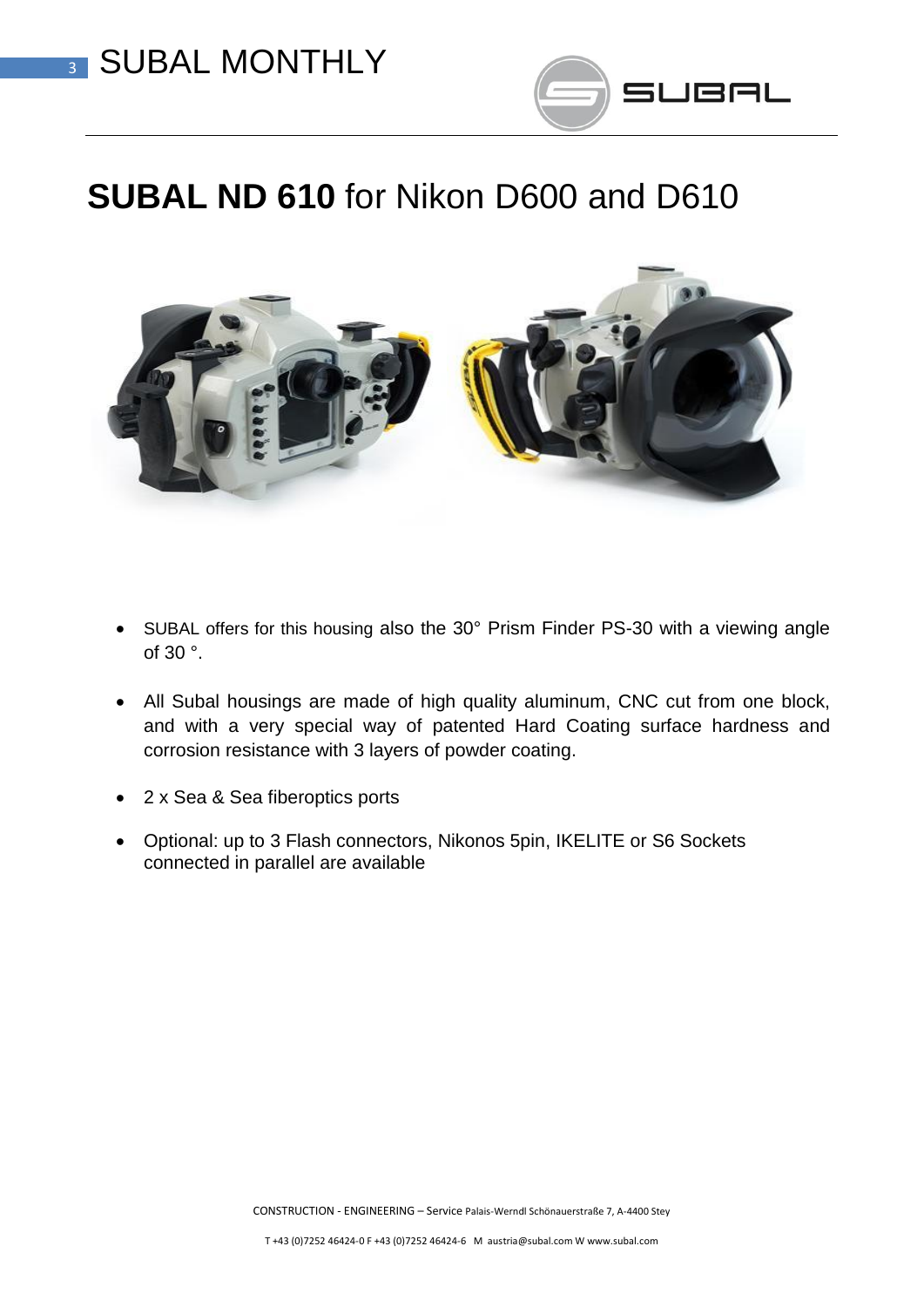# **SUBAL ND 610** for Nikon D600 and D610

- SUBAL offers for this housing also the 30° Prism Finder PS-30 with a viewing angle of 30 °.
- All Subal housings are made of high quality aluminum, CNC cut from one block, and with a very special way of patented Hard Coating surface hardness and corrosion resistance with 3 layers of powder coating.
- 2 x Sea & Sea fiberoptics ports
- Optional: up to 3 Flash connectors, Nikonos 5pin, IKELITE or S6 Sockets connected in parallel are available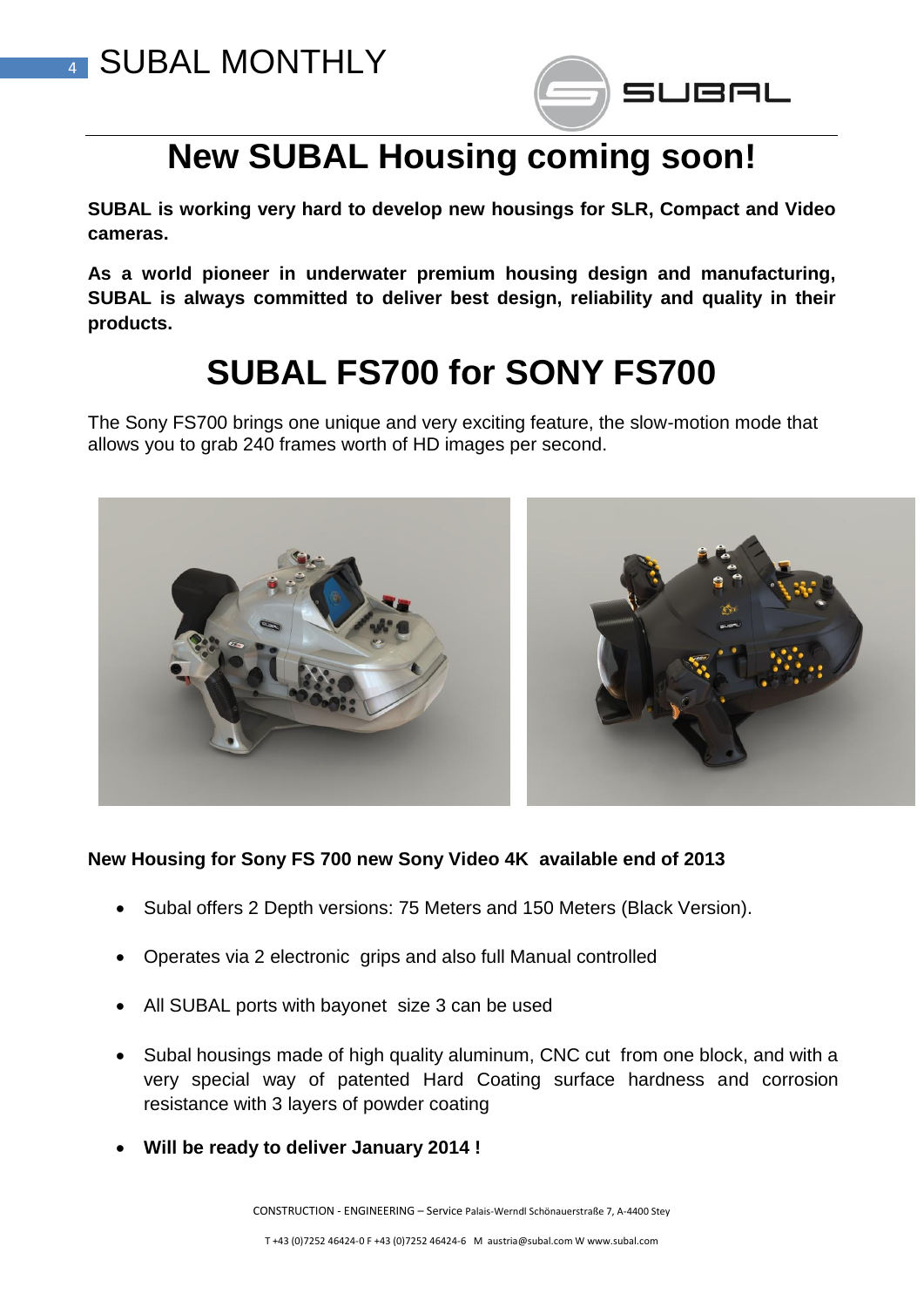# New SUBAL Housing coming soon!

**SUBAL is working very hard to develop new housings for SLR, Compact and Video cameras.**

**As a world pioneer in underwater premium housing design and manufacturing, SUBAL is always committed to deliver best design, reliability and quality in their products.**

# SUBAL FS700 for SONY FS700

The Sony FS700 brings one unique and very exciting feature, the slow-motion mode that allows you to grab 240 frames worth of HD images per second.

**New Housing for Sony FS 700 new Sony Video 4K available end of 2013**

- Subal offers 2 Depth versions: 75 Meters and 150 Meters (Black Version).
- Operates via 2 electronic grips and also full Manual controlled
- All SUBAL ports with bayonet size 3 can be used
- Subal housings made of high quality aluminum, CNC cut from one block, and with a very special way of patented Hard Coating surface hardness and corrosion resistance with 3 layers of powder coating
- **Will be ready to deliver January 2014 !**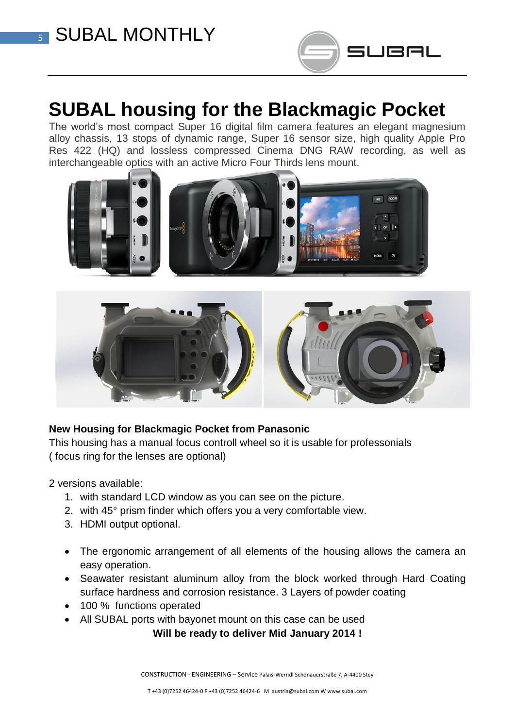# SUBAL housing for the Blackmagic Pocket

The world's most compact Super 16 digital film camera features an elegant magnesium alloy chassis, 13 stops of dynamic range, Super 16 sensor size, high quality Apple Pro Res 422 (HQ) and lossless compressed Cinema DNG RAW recording, as well as interchangeable optics with an active Micro Four Thirds lens mount.

**New Housing for Blackmagic Pocket from Panasonic**

This housing has a manual focus controll wheel so it is usable for professionals
( focus ring for the lenses are optional)

2 versions available:

1. with standard LCD window as you can see on the picture.
2. with 45° prism finder which offers you a very comfortable view.
3. HDMI output optional.

- The ergonomic arrangement of all elements of the housing allows the camera an easy operation.
- Seawater resistant aluminum alloy from the block worked through Hard Coating surface hardness and corrosion resistance. 3 Layers of powder coating
- 100 % functions operated
- All SUBAL ports with bayonet mount on this case can be used

**Will be ready to deliver Mid January 2014 !**

CONSTRUCTION - ENGINEERING – Service Palais-Werndl Schönauerstraße 7, A-4400 Stey

T +43 (0)7252 46424-0 F +43 (0)7252 46424-6 M austria@subal.com W www.subal.com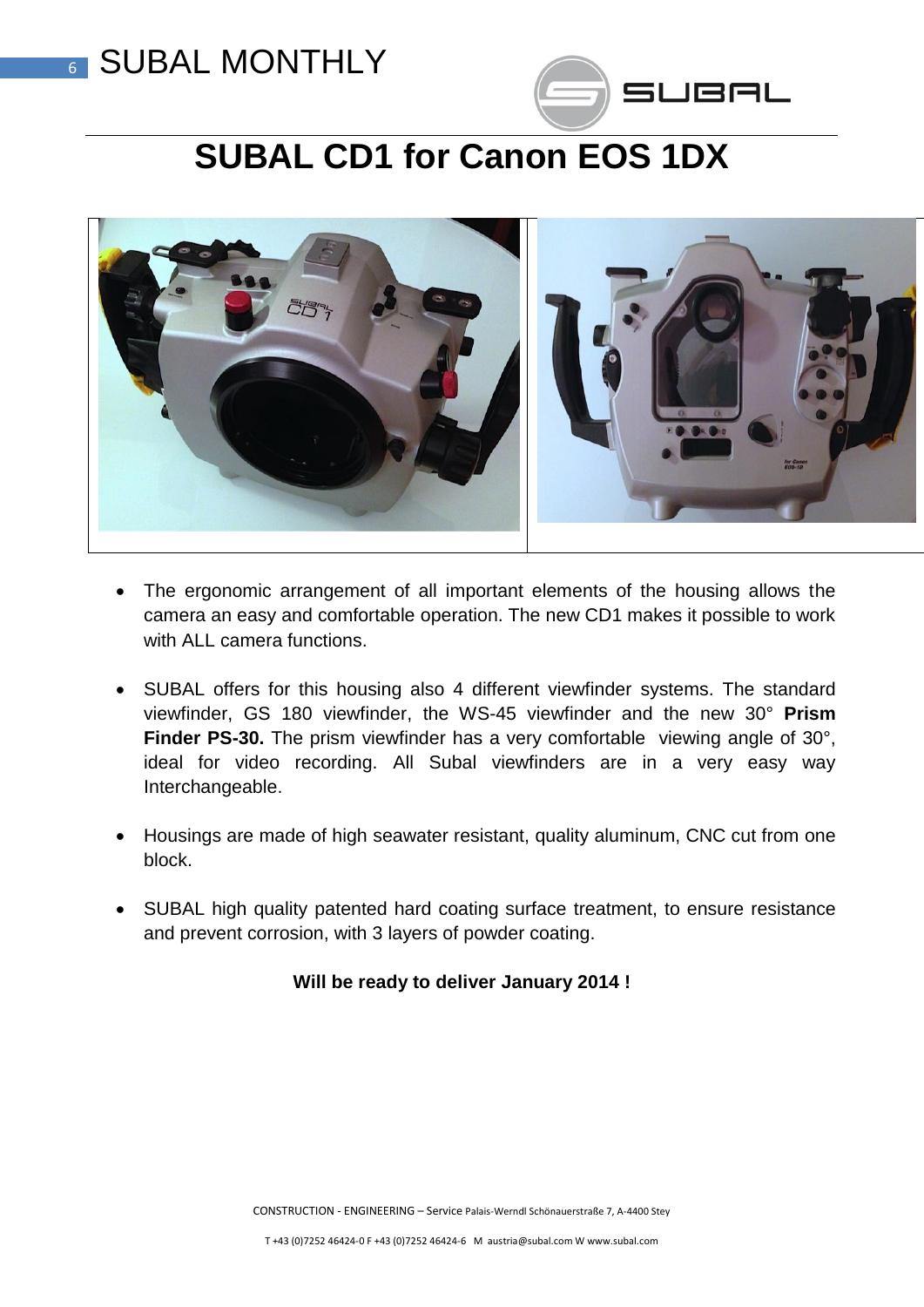# SUBAL CD1 for Canon EOS 1DX

- The ergonomic arrangement of all important elements of the housing allows the camera an easy and comfortable operation. The new CD1 makes it possible to work with ALL camera functions.

- SUBAL offers for this housing also 4 different viewfinder systems. The standard viewfinder, GS 180 viewfinder, the WS-45 viewfinder and the new 30° **Prism Finder PS-30.** The prism viewfinder has a very comfortable viewing angle of 30°, ideal for video recording. All Subal viewfinders are in a very easy way Interchangeable.

- Housings are made of high seawater resistant, quality aluminum, CNC cut from one block.

- SUBAL high quality patented hard coating surface treatment, to ensure resistance and prevent corrosion, with 3 layers of powder coating.

**Will be ready to deliver January 2014 !**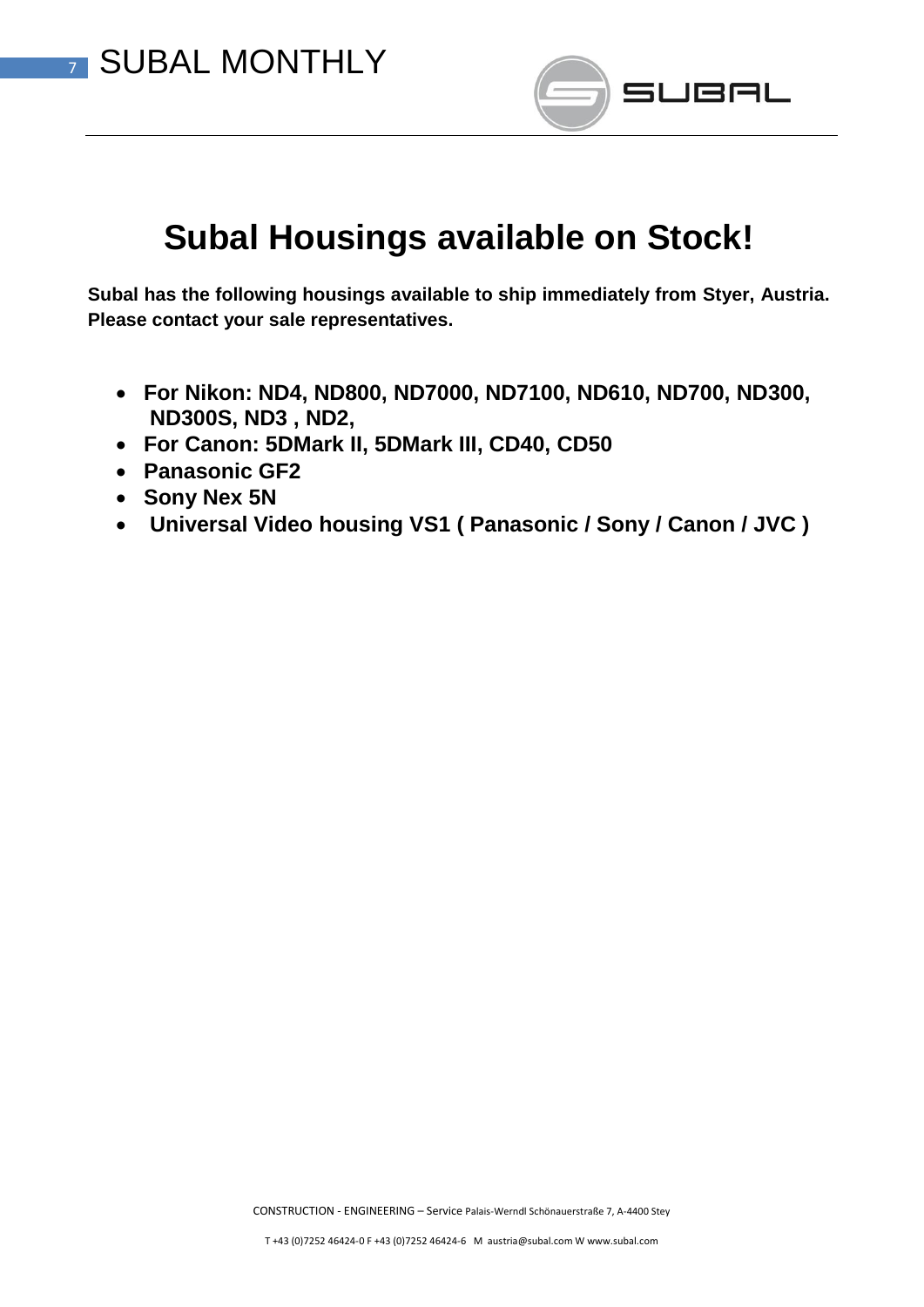# Subal Housings available on Stock!

**Subal has the following housings available to ship immediately from Styer, Austria. Please contact your sale representatives.**

- **For Nikon: ND4, ND800, ND7000, ND7100, ND610, ND700, ND300, ND300S, ND3 , ND2,**
- **For Canon: 5DMark II, 5DMark III, CD40, CD50**
- **Panasonic GF2**
- **Sony Nex 5N**
- **Universal Video housing VS1 ( Panasonic / Sony / Canon / JVC )**

CONSTRUCTION - ENGINEERING – Service Palais-Werndl Schönauerstraße 7, A-4400 Stey

T +43 (0)7252 46424-0 F +43 (0)7252 46424-6 M austria@subal.com W www.subal.com